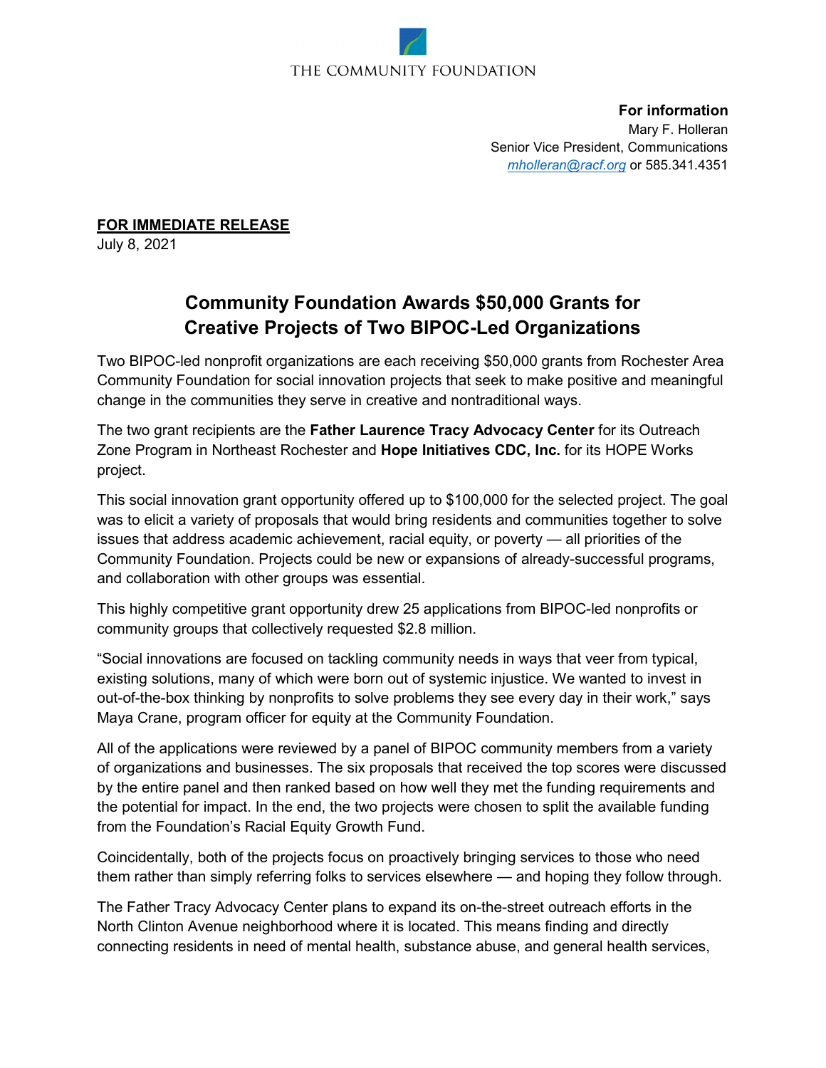THE COMMUNITY FOUNDATION

**For information**
Mary F. Holleran
Senior Vice President, Communications
*mholleran@racf.org* or 585.341.4351

**FOR IMMEDIATE RELEASE**
July 8, 2021

# Community Foundation Awards $50,000 Grants for Creative Projects of Two BIPOC-Led Organizations

Two BIPOC-led nonprofit organizations are each receiving $50,000 grants from Rochester Area Community Foundation for social innovation projects that seek to make positive and meaningful change in the communities they serve in creative and nontraditional ways.

The two grant recipients are the **Father Laurence Tracy Advocacy Center** for its Outreach Zone Program in Northeast Rochester and **Hope Initiatives CDC, Inc.** for its HOPE Works project.

This social innovation grant opportunity offered up to $100,000 for the selected project. The goal was to elicit a variety of proposals that would bring residents and communities together to solve issues that address academic achievement, racial equity, or poverty — all priorities of the Community Foundation. Projects could be new or expansions of already-successful programs, and collaboration with other groups was essential.

This highly competitive grant opportunity drew 25 applications from BIPOC-led nonprofits or community groups that collectively requested $2.8 million.

"Social innovations are focused on tackling community needs in ways that veer from typical, existing solutions, many of which were born out of systemic injustice. We wanted to invest in out-of-the-box thinking by nonprofits to solve problems they see every day in their work," says Maya Crane, program officer for equity at the Community Foundation.

All of the applications were reviewed by a panel of BIPOC community members from a variety of organizations and businesses. The six proposals that received the top scores were discussed by the entire panel and then ranked based on how well they met the funding requirements and the potential for impact. In the end, the two projects were chosen to split the available funding from the Foundation's Racial Equity Growth Fund.

Coincidentally, both of the projects focus on proactively bringing services to those who need them rather than simply referring folks to services elsewhere — and hoping they follow through.

The Father Tracy Advocacy Center plans to expand its on-the-street outreach efforts in the North Clinton Avenue neighborhood where it is located. This means finding and directly connecting residents in need of mental health, substance abuse, and general health services,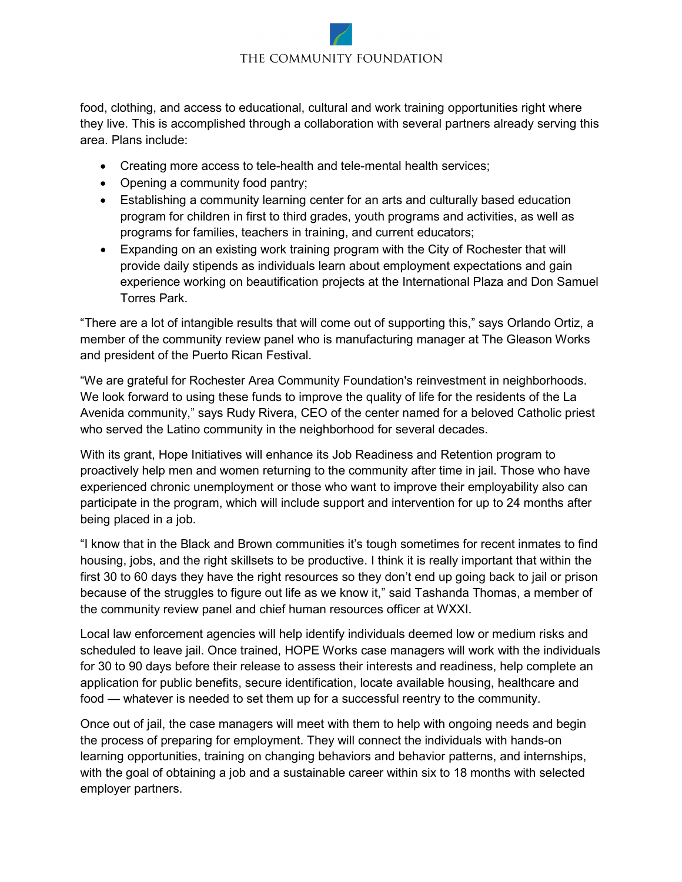food, clothing, and access to educational, cultural and work training opportunities right where they live. This is accomplished through a collaboration with several partners already serving this area. Plans include:

- Creating more access to tele-health and tele-mental health services;
- Opening a community food pantry;
- Establishing a community learning center for an arts and culturally based education program for children in first to third grades, youth programs and activities, as well as programs for families, teachers in training, and current educators;
- Expanding on an existing work training program with the City of Rochester that will provide daily stipends as individuals learn about employment expectations and gain experience working on beautification projects at the International Plaza and Don Samuel Torres Park.

“There are a lot of intangible results that will come out of supporting this,” says Orlando Ortiz, a member of the community review panel who is manufacturing manager at The Gleason Works and president of the Puerto Rican Festival.

“We are grateful for Rochester Area Community Foundation's reinvestment in neighborhoods. We look forward to using these funds to improve the quality of life for the residents of the La Avenida community,” says Rudy Rivera, CEO of the center named for a beloved Catholic priest who served the Latino community in the neighborhood for several decades.

With its grant, Hope Initiatives will enhance its Job Readiness and Retention program to proactively help men and women returning to the community after time in jail. Those who have experienced chronic unemployment or those who want to improve their employability also can participate in the program, which will include support and intervention for up to 24 months after being placed in a job.

“I know that in the Black and Brown communities it’s tough sometimes for recent inmates to find housing, jobs, and the right skillsets to be productive. I think it is really important that within the first 30 to 60 days they have the right resources so they don’t end up going back to jail or prison because of the struggles to figure out life as we know it,” said Tashanda Thomas, a member of the community review panel and chief human resources officer at WXXI.

Local law enforcement agencies will help identify individuals deemed low or medium risks and scheduled to leave jail. Once trained, HOPE Works case managers will work with the individuals for 30 to 90 days before their release to assess their interests and readiness, help complete an application for public benefits, secure identification, locate available housing, healthcare and food — whatever is needed to set them up for a successful reentry to the community.

Once out of jail, the case managers will meet with them to help with ongoing needs and begin the process of preparing for employment. They will connect the individuals with hands-on learning opportunities, training on changing behaviors and behavior patterns, and internships, with the goal of obtaining a job and a sustainable career within six to 18 months with selected employer partners.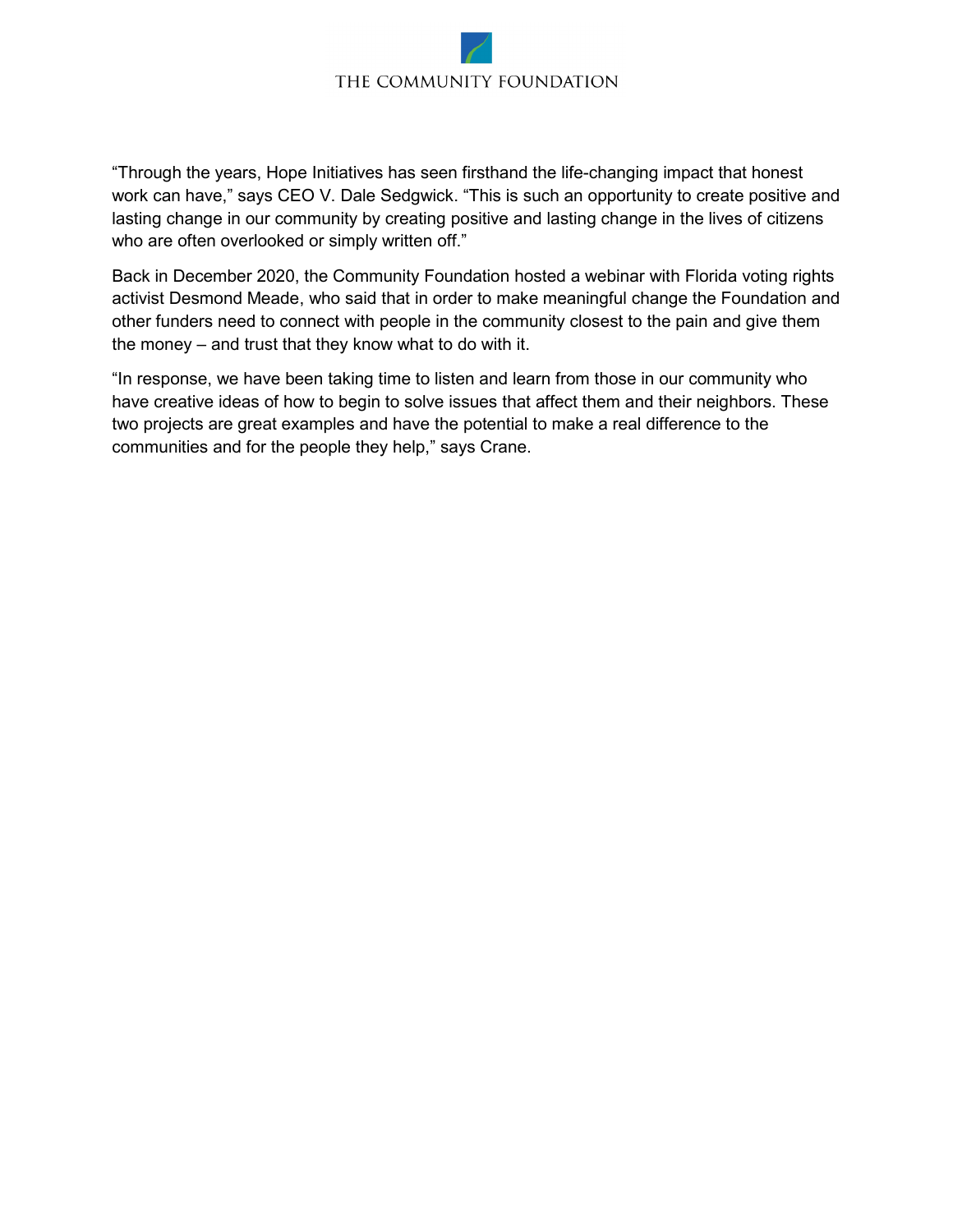"Through the years, Hope Initiatives has seen firsthand the life-changing impact that honest work can have," says CEO V. Dale Sedgwick. "This is such an opportunity to create positive and lasting change in our community by creating positive and lasting change in the lives of citizens who are often overlooked or simply written off."

Back in December 2020, the Community Foundation hosted a webinar with Florida voting rights activist Desmond Meade, who said that in order to make meaningful change the Foundation and other funders need to connect with people in the community closest to the pain and give them the money – and trust that they know what to do with it.

"In response, we have been taking time to listen and learn from those in our community who have creative ideas of how to begin to solve issues that affect them and their neighbors. These two projects are great examples and have the potential to make a real difference to the communities and for the people they help," says Crane.